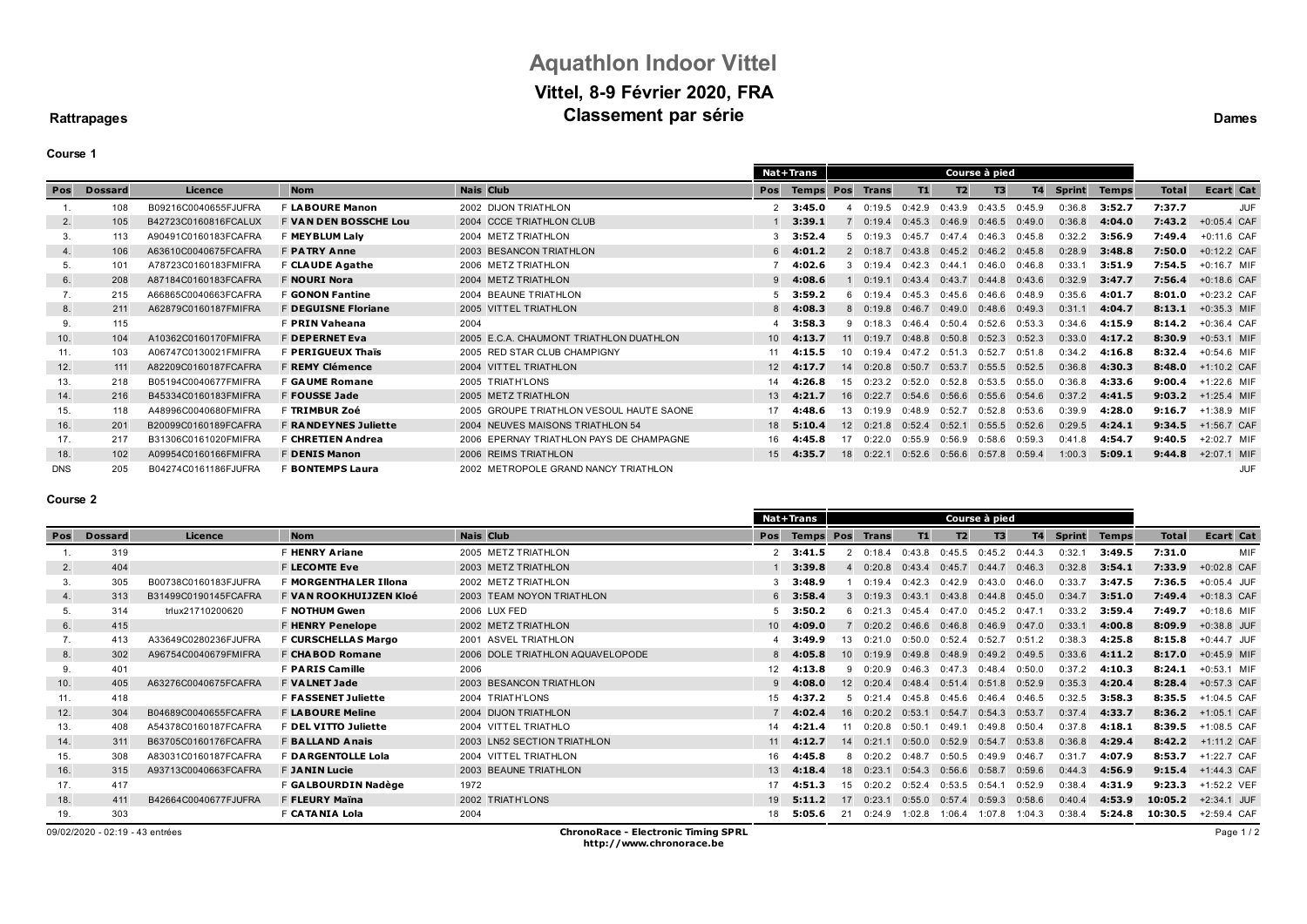# Aquathlon Indoor Vittel

## Vittel, 8-9 Février 2020, FRA

**Rattrapages** — **Classement par série** — **Dames**

### Course 1

| | | | | | | Nat+Trans | | Course à pied | | | | | | | | | |
|---|---|---|---|---|---|---|---|---|---|---|---|---|---|---|---|---|---|
| Pos | Dossard | Licence | Nom | Nais | Club | Pos | Temps | Pos | Trans | T1 | T2 | T3 | T4 | Sprint | Temps | Total | Ecart Cat |
| 1. | 108 | B09216C0040655FJUFRA | F **LABOURE Manon** | 2002 | DIJON TRIATHLON | 2 | **3:45.0** | 4 | 0:19.5 | 0:42.9 | 0:43.9 | 0:43.5 | 0:45.9 | 0:36.8 | **3:52.7** | **7:37.7** | JUF |
| 2. | 105 | B42723C0160816FCALUX | F **VAN DEN BOSSCHE Lou** | 2004 | CCCE TRIATHLON CLUB | 1 | **3:39.1** | 7 | 0:19.4 | 0:45.3 | 0:46.9 | 0:46.5 | 0:49.0 | 0:36.8 | **4:04.0** | **7:43.2** | +0:05.4 CAF |
| 3. | 113 | A90491C0160183FCAFRA | F **MEYBLUM Laly** | 2004 | METZ TRIATHLON | 3 | **3:52.4** | 5 | 0:19.3 | 0:45.7 | 0:47.4 | 0:46.3 | 0:45.8 | 0:32.2 | **3:56.9** | **7:49.4** | +0:11.6 CAF |
| 4. | 106 | A63610C0040675FCAFRA | F **PATRY Anne** | 2003 | BESANCON TRIATHLON | 6 | **4:01.2** | 2 | 0:18.7 | 0:43.8 | 0:45.2 | 0:46.2 | 0:45.8 | 0:28.9 | **3:48.8** | **7:50.0** | +0:12.2 CAF |
| 5. | 101 | A78723C0160183FMIFRA | F **CLAUDE Agathe** | 2006 | METZ TRIATHLON | 7 | **4:02.6** | 3 | 0:19.4 | 0:42.3 | 0:44.1 | 0:46.0 | 0:46.8 | 0:33.1 | **3:51.9** | **7:54.5** | +0:16.7 MIF |
| 6. | 208 | A87184C0160183FCAFRA | F **NOURI Nora** | 2004 | METZ TRIATHLON | 9 | **4:08.6** | 1 | 0:19.1 | 0:43.4 | 0:43.7 | 0:44.8 | 0:43.6 | 0:32.9 | **3:47.7** | **7:56.4** | +0:18.6 CAF |
| 7. | 215 | A66865C0040663FCAFRA | F **GONON Fantine** | 2004 | BEAUNE TRIATHLON | 5 | **3:59.2** | 6 | 0:19.4 | 0:45.3 | 0:45.6 | 0:46.6 | 0:48.9 | 0:35.6 | **4:01.7** | **8:01.0** | +0:23.2 CAF |
| 8. | 211 | A62879C0160187FMIFRA | F **DEGUISNE Floriane** | 2005 | VITTEL TRIATHLON | 8 | **4:08.3** | 8 | 0:19.8 | 0:46.7 | 0:49.0 | 0:48.6 | 0:49.3 | 0:31.1 | **4:04.7** | **8:13.1** | +0:35.3 MIF |
| 9. | 115 | | F **PRIN Vaheana** | 2004 | | 4 | **3:58.3** | 9 | 0:18.3 | 0:46.4 | 0:50.4 | 0:52.6 | 0:53.3 | 0:34.6 | **4:15.9** | **8:14.2** | +0:36.4 CAF |
| 10. | 104 | A10362C0160170FMIFRA | F **DEPERNET Eva** | 2005 | E.C.A. CHAUMONT TRIATHLON DUATHLON | 10 | **4:13.7** | 11 | 0:19.7 | 0:48.8 | 0:50.8 | 0:52.3 | 0:52.3 | 0:33.0 | **4:17.2** | **8:30.9** | +0:53.1 MIF |
| 11. | 103 | A06747C0130021FMIFRA | F **PERIGUEUX Thaïs** | 2005 | RED STAR CLUB CHAMPIGNY | 11 | **4:15.5** | 10 | 0:19.4 | 0:47.2 | 0:51.3 | 0:52.7 | 0:51.8 | 0:34.2 | **4:16.8** | **8:32.4** | +0:54.6 MIF |
| 12. | 111 | A82209C0160187FCAFRA | F **REMY Clémence** | 2004 | VITTEL TRIATHLON | 12 | **4:17.7** | 14 | 0:20.8 | 0:50.7 | 0:53.7 | 0:55.5 | 0:52.5 | 0:36.8 | **4:30.3** | **8:48.0** | +1:10.2 CAF |
| 13. | 218 | B05194C0040677FMIFRA | F **GAUME Romane** | 2005 | TRIATH'LONS | 14 | **4:26.8** | 15 | 0:23.2 | 0:52.0 | 0:52.8 | 0:53.5 | 0:55.0 | 0:36.8 | **4:33.6** | **9:00.4** | +1:22.6 MIF |
| 14. | 216 | B45334C0160183FMIFRA | F **FOUSSE Jade** | 2005 | METZ TRIATHLON | 13 | **4:21.7** | 16 | 0:22.7 | 0:54.6 | 0:56.6 | 0:55.6 | 0:54.6 | 0:37.2 | **4:41.2** | **9:03.2** | +1:25.4 MIF |
| 15. | 118 | A48996C0040680FMIFRA | F **TRIMBUR Zoé** | 2005 | GROUPE TRIATHLON VESOUL HAUTE SAONE | 17 | **4:48.6** | 13 | 0:19.9 | 0:48.9 | 0:52.7 | 0:52.8 | 0:53.6 | 0:39.9 | **4:28.0** | **9:16.7** | +1:38.9 MIF |
| 16. | 201 | B20099C0160189FCAFRA | F **RANDEYNES Juliette** | 2004 | NEUVES MAISONS TRIATHLON 54 | 18 | **5:10.4** | 12 | 0:21.8 | 0:52.4 | 0:52.1 | 0:55.5 | 0:52.6 | 0:29.5 | **4:24.1** | **9:34.5** | +1:56.7 CAF |
| 17. | 217 | B31306C0161020FMIFRA | F **CHRETIEN Andrea** | 2006 | EPERNAY TRIATHLON PAYS DE CHAMPAGNE | 16 | **4:45.8** | 17 | 0:22.0 | 0:55.9 | 0:56.9 | 0:58.6 | 0:59.3 | 0:41.8 | **4:54.7** | **9:40.5** | +2:02.7 MIF |
| 18. | 102 | A09954C0160166FMIFRA | F **DENIS Manon** | 2006 | REIMS TRIATHLON | 15 | **4:35.7** | 18 | 0:22.1 | 0:52.6 | 0:56.6 | 0:57.8 | 0:59.4 | 1:00.3 | **5:09.1** | **9:44.8** | +2:07.1 MIF |
| DNS | 205 | B04274C0161186FJUFRA | F **BONTEMPS Laura** | 2002 | METROPOLE GRAND NANCY TRIATHLON | | | | | | | | | | | | JUF |

### Course 2

| | | | | | | Nat+Trans | | Course à pied | | | | | | | | | |
|---|---|---|---|---|---|---|---|---|---|---|---|---|---|---|---|---|---|
| Pos | Dossard | Licence | Nom | Nais | Club | Pos | Temps | Pos | Trans | T1 | T2 | T3 | T4 | Sprint | Temps | Total | Ecart Cat |
| 1. | 319 | | F **HENRY Ariane** | 2005 | METZ TRIATHLON | 2 | **3:41.5** | 2 | 0:18.4 | 0:43.8 | 0:45.5 | 0:45.2 | 0:44.3 | 0:32.1 | **3:49.5** | **7:31.0** | MIF |
| 2. | 404 | | F **LECOMTE Eve** | 2003 | METZ TRIATHLON | 1 | **3:39.8** | 4 | 0:20.8 | 0:43.4 | 0:45.7 | 0:44.7 | 0:46.3 | 0:32.8 | **3:54.1** | **7:33.9** | +0:02.8 CAF |
| 3. | 305 | B00738C0160183FCAFRA | F **MORGENTHALER Illona** | 2002 | METZ TRIATHLON | 3 | **3:48.9** | 1 | 0:19.4 | 0:42.3 | 0:42.9 | 0:43.0 | 0:46.0 | 0:33.7 | **3:47.5** | **7:36.5** | +0:05.4 JUF |
| 4. | 313 | B31499C0190145FCAFRA | F **VAN ROOKHUIJZEN Kloé** | 2003 | TEAM NOYON TRIATHLON | 6 | **3:58.4** | 3 | 0:19.3 | 0:43.1 | 0:43.8 | 0:44.8 | 0:45.0 | 0:34.7 | **3:51.0** | **7:49.4** | +0:18.3 CAF |
| 5. | 314 | trlux21710200620 | F **NOTHUM Gwen** | 2006 | LUX FED | 5 | **3:50.2** | 6 | 0:21.3 | 0:45.4 | 0:47.0 | 0:45.2 | 0:47.1 | 0:33.2 | **3:59.4** | **7:49.7** | +0:18.6 MIF |
| 6. | 415 | | F **HENRY Penelope** | 2002 | METZ TRIATHLON | 10 | **4:09.0** | 7 | 0:20.2 | 0:46.6 | 0:46.8 | 0:46.9 | 0:47.0 | 0:33.1 | **4:00.8** | **8:09.9** | +0:38.8 JUF |
| 7. | 413 | A33649C0280236FJUFRA | F **CURSCHELLAS Margo** | 2001 | ASVEL TRIATHLON | 4 | **3:49.9** | 13 | 0:21.0 | 0:50.0 | 0:52.4 | 0:52.7 | 0:51.2 | 0:38.3 | **4:25.8** | **8:15.8** | +0:44.7 JUF |
| 8. | 302 | A96754C0040679FMIFRA | F **CHABOD Romane** | 2006 | DOLE TRIATHLON AQUAVELOPODE | 8 | **4:05.8** | 10 | 0:19.9 | 0:49.8 | 0:48.9 | 0:49.2 | 0:49.5 | 0:33.6 | **4:11.2** | **8:17.0** | +0:45.9 MIF |
| 9. | 401 | | F **PARIS Camille** | 2006 | | 12 | **4:13.8** | 9 | 0:20.9 | 0:46.3 | 0:47.3 | 0:48.4 | 0:50.0 | 0:37.2 | **4:10.3** | **8:24.1** | +0:53.1 MIF |
| 10. | 405 | A63276C0040675FCAFRA | F **VALNET Jade** | 2003 | BESANCON TRIATHLON | 9 | **4:08.0** | 12 | 0:20.4 | 0:48.4 | 0:51.4 | 0:51.8 | 0:52.9 | 0:35.3 | **4:20.4** | **8:28.4** | +0:57.3 CAF |
| 11. | 418 | | F **FASSENET Juliette** | 2004 | TRIATH'LONS | 15 | **4:37.2** | 5 | 0:21.4 | 0:45.8 | 0:45.6 | 0:46.4 | 0:46.5 | 0:32.5 | **3:58.3** | **8:35.5** | +1:04.5 CAF |
| 12. | 304 | B04689C0040655FCAFRA | F **LABOURE Meline** | 2004 | DIJON TRIATHLON | 7 | **4:02.4** | 16 | 0:20.2 | 0:53.1 | 0:54.7 | 0:54.3 | 0:53.7 | 0:37.4 | **4:33.7** | **8:36.2** | +1:05.1 CAF |
| 13. | 408 | A54378C0160187FCAFRA | F **DEL VITTO Juliette** | 2004 | VITTEL TRIATHLO | 14 | **4:21.4** | 11 | 0:20.8 | 0:50.1 | 0:49.1 | 0:49.8 | 0:50.4 | 0:37.8 | **4:18.1** | **8:39.5** | +1:08.5 CAF |
| 14. | 311 | B63705C0160176FCAFRA | F **BALLAND Anais** | 2003 | LN52 SECTION TRIATHLON | 11 | **4:12.7** | 14 | 0:21.1 | 0:50.0 | 0:52.9 | 0:54.7 | 0:53.8 | 0:36.8 | **4:29.4** | **8:42.2** | +1:11.2 CAF |
| 15. | 308 | A83031C0160187FCAFRA | F **DARGENTOLLE Lola** | 2004 | VITTEL TRIATHLON | 16 | **4:45.8** | 8 | 0:20.2 | 0:48.7 | 0:50.5 | 0:49.9 | 0:46.7 | 0:31.7 | **4:07.9** | **8:53.7** | +1:22.7 CAF |
| 16. | 315 | A93713C0040663FCAFRA | F **JANIN Lucie** | 2003 | BEAUNE TRIATHLON | 13 | **4:18.4** | 18 | 0:23.1 | 0:54.3 | 0:56.6 | 0:58.7 | 0:59.6 | 0:44.3 | **4:56.9** | **9:15.4** | +1:44.3 CAF |
| 17. | 417 | | F **GALBOURDIN Nadège** | 1972 | | 17 | **4:51.3** | 15 | 0:20.2 | 0:52.4 | 0:53.5 | 0:54.1 | 0:52.9 | 0:38.4 | **4:31.9** | **9:23.3** | +1:52.2 VEF |
| 18. | 411 | B42664C0040677FJUFRA | F **FLEURY Maïna** | 2002 | TRIATH'LONS | 19 | **5:11.2** | 17 | 0:23.1 | 0:55.0 | 0:57.4 | 0:59.3 | 0:58.6 | 0:40.4 | **4:53.9** | **10:05.2** | +2:34.1 JUF |
| 19. | 303 | | F **CATANIA Lola** | 2004 | | 18 | **5:05.6** | 21 | 0:24.9 | 1:02.8 | 1:06.4 | 1:07.8 | 1:04.3 | 0:38.4 | **5:24.8** | **10:30.5** | +2:59.4 CAF |

09/02/2020 - 02:19 - 43 entrées

**ChronoRace - Electronic Timing SPRL**
**http://www.chronorace.be**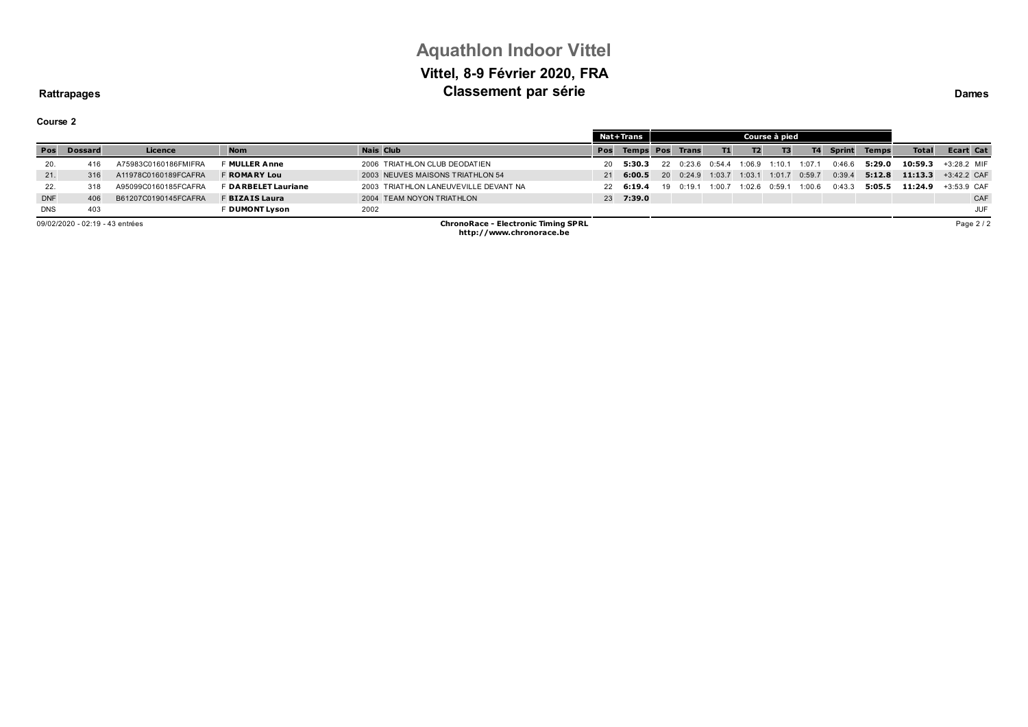# Aquathlon Indoor Vittel

## Vittel, 8-9 Février 2020, FRA

## Classement par série

**Rattrapages** **Dames**

**Course 2**

| | | | | | | Nat+Trans | | Course à pied | | | | | | | | | | | |
|---|---|---|---|---|---|---|---|---|---|---|---|---|---|---|---|---|---|---|---|
| Pos | Dossard | Licence | Nom | Nais | Club | Pos | Temps | Pos | Trans | T1 | T2 | T3 | T4 | Sprint | Temps | Total | Ecart | Cat |
| 20. | 416 | A75983C0160186FMIFRA | F **MULLER Anne** | 2006 | TRIATHLON CLUB DEODATIEN | 20 | **5:30.3** | 22 | 0:23.6 | 0:54.4 | 1:06.9 | 1:10.1 | 1:07.1 | 0:46.6 | **5:29.0** | **10:59.3** | +3:28.2 | MIF |
| 21. | 316 | A11978C0160189FCAFRA | F **ROMARY Lou** | 2003 | NEUVES MAISONS TRIATHLON 54 | 21 | **6:00.5** | 20 | 0:24.9 | 1:03.7 | 1:03.1 | 1:01.7 | 0:59.7 | 0:39.4 | **5:12.8** | **11:13.3** | +3:42.2 | CAF |
| 22. | 318 | A95099C0160185FCAFRA | F **DARBELET Lauriane** | 2003 | TRIATHLON LANEUVEVILLE DEVANT NA | 22 | **6:19.4** | 19 | 0:19.1 | 1:00.7 | 1:02.6 | 0:59.1 | 1:00.6 | 0:43.3 | **5:05.5** | **11:24.9** | +3:53.9 | CAF |
| DNF | 406 | B61207C0190145FCAFRA | F **BIZAIS Laura** | 2004 | TEAM NOYON TRIATHLON | 23 | **7:39.0** | | | | | | | | | | | CAF |
| DNS | 403 | | F **DUMONT Lyson** | 2002 | | | | | | | | | | | | | | JUF |

09/02/2020 - 02:19 - 43 entrées

**ChronoRace - Electronic Timing SPRL**
**http://www.chronorace.be**